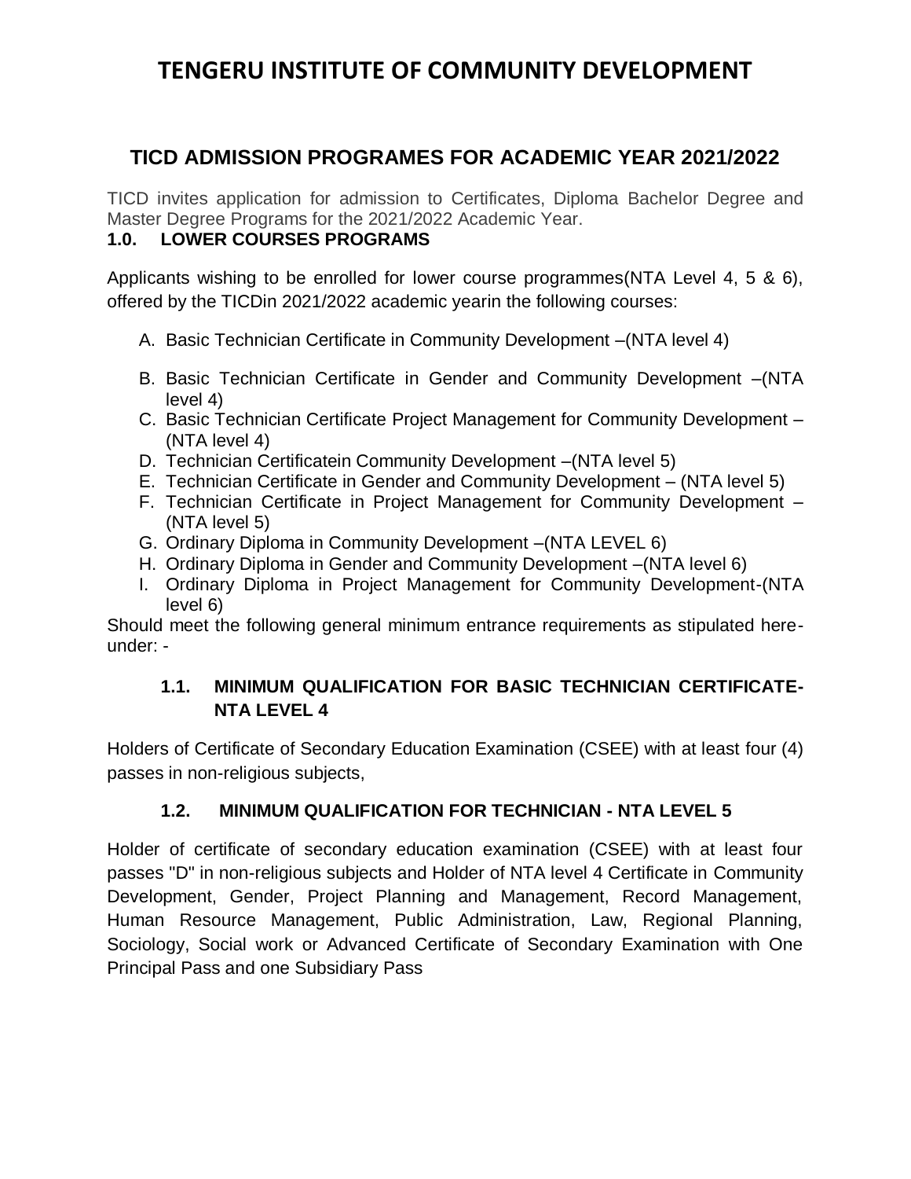# TENGERU INSTITUTE OF COMMUNITY DEVELOPMENT

## TICD ADMISSION PROGRAMES FOR ACADEMIC YEAR 2021/2022

TICD invites application for admission to Certificates, Diploma Bachelor Degree and Master Degree Programs for the 2021/2022 Academic Year.

### 1.0. LOWER COURSES PROGRAMS

Applicants wishing to be enrolled for lower course programmes(NTA Level 4, 5 & 6), offered by the TICDin 2021/2022 academic yearin the following courses:

A. Basic Technician Certificate in Community Development –(NTA level 4)
B. Basic Technician Certificate in Gender and Community Development –(NTA level 4)
C. Basic Technician Certificate Project Management for Community Development –(NTA level 4)
D. Technician Certificatein Community Development –(NTA level 5)
E. Technician Certificate in Gender and Community Development – (NTA level 5)
F. Technician Certificate in Project Management for Community Development – (NTA level 5)
G. Ordinary Diploma in Community Development –(NTA LEVEL 6)
H. Ordinary Diploma in Gender and Community Development –(NTA level 6)
I. Ordinary Diploma in Project Management for Community Development-(NTA level 6)

Should meet the following general minimum entrance requirements as stipulated here-under: -

#### 1.1. MINIMUM QUALIFICATION FOR BASIC TECHNICIAN CERTIFICATE-NTA LEVEL 4

Holders of Certificate of Secondary Education Examination (CSEE) with at least four (4) passes in non-religious subjects,

#### 1.2. MINIMUM QUALIFICATION FOR TECHNICIAN - NTA LEVEL 5

Holder of certificate of secondary education examination (CSEE) with at least four passes "D" in non-religious subjects and Holder of NTA level 4 Certificate in Community Development, Gender, Project Planning and Management, Record Management, Human Resource Management, Public Administration, Law, Regional Planning, Sociology, Social work or Advanced Certificate of Secondary Examination with One Principal Pass and one Subsidiary Pass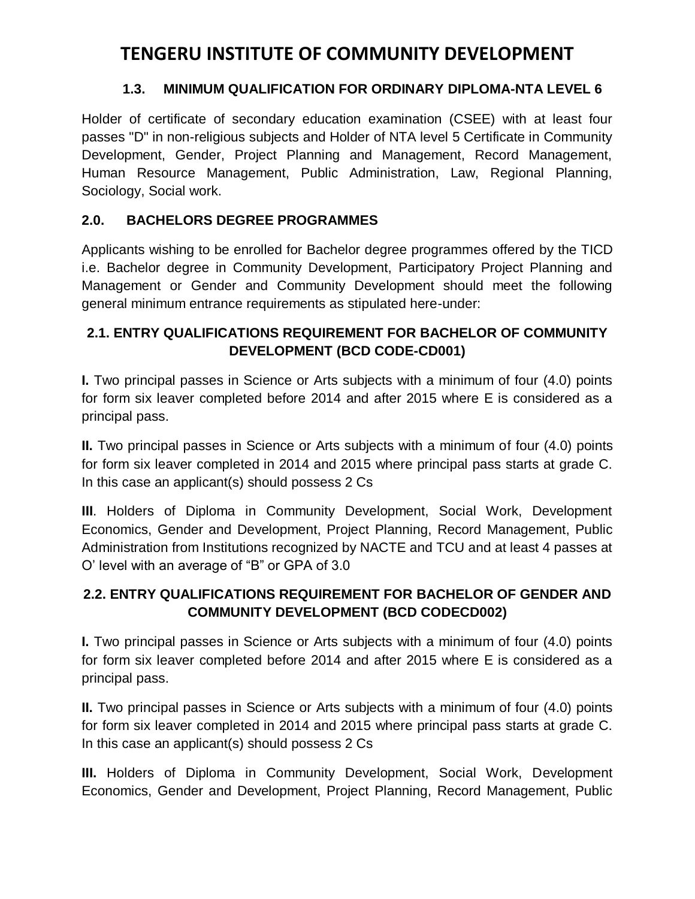# TENGERU INSTITUTE OF COMMUNITY DEVELOPMENT

### 1.3. MINIMUM QUALIFICATION FOR ORDINARY DIPLOMA-NTA LEVEL 6

Holder of certificate of secondary education examination (CSEE) with at least four passes "D" in non-religious subjects and Holder of NTA level 5 Certificate in Community Development, Gender, Project Planning and Management, Record Management, Human Resource Management, Public Administration, Law, Regional Planning, Sociology, Social work.

## 2.0. BACHELORS DEGREE PROGRAMMES

Applicants wishing to be enrolled for Bachelor degree programmes offered by the TICD i.e. Bachelor degree in Community Development, Participatory Project Planning and Management or Gender and Community Development should meet the following general minimum entrance requirements as stipulated here-under:

### 2.1. ENTRY QUALIFICATIONS REQUIREMENT FOR BACHELOR OF COMMUNITY DEVELOPMENT (BCD CODE-CD001)

**I.** Two principal passes in Science or Arts subjects with a minimum of four (4.0) points for form six leaver completed before 2014 and after 2015 where E is considered as a principal pass.

**II.** Two principal passes in Science or Arts subjects with a minimum of four (4.0) points for form six leaver completed in 2014 and 2015 where principal pass starts at grade C. In this case an applicant(s) should possess 2 Cs

**III**. Holders of Diploma in Community Development, Social Work, Development Economics, Gender and Development, Project Planning, Record Management, Public Administration from Institutions recognized by NACTE and TCU and at least 4 passes at O' level with an average of "B" or GPA of 3.0

### 2.2. ENTRY QUALIFICATIONS REQUIREMENT FOR BACHELOR OF GENDER AND COMMUNITY DEVELOPMENT (BCD CODECD002)

**I.** Two principal passes in Science or Arts subjects with a minimum of four (4.0) points for form six leaver completed before 2014 and after 2015 where E is considered as a principal pass.

**II.** Two principal passes in Science or Arts subjects with a minimum of four (4.0) points for form six leaver completed in 2014 and 2015 where principal pass starts at grade C. In this case an applicant(s) should possess 2 Cs

**III.** Holders of Diploma in Community Development, Social Work, Development Economics, Gender and Development, Project Planning, Record Management, Public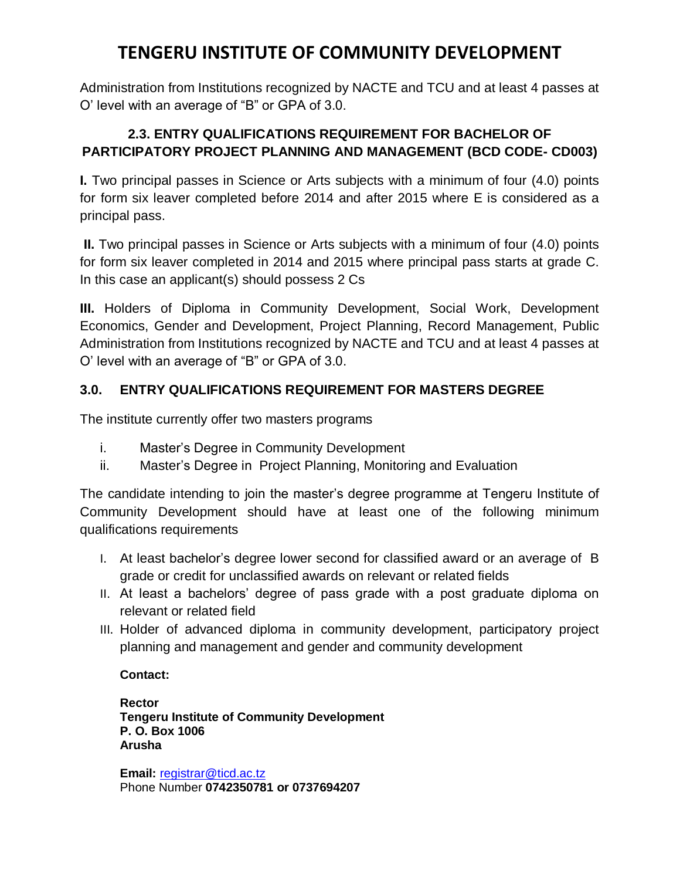Administration from Institutions recognized by NACTE and TCU and at least 4 passes at O' level with an average of "B" or GPA of 3.0.

### 2.3. ENTRY QUALIFICATIONS REQUIREMENT FOR BACHELOR OF PARTICIPATORY PROJECT PLANNING AND MANAGEMENT (BCD CODE- CD003)

**I.** Two principal passes in Science or Arts subjects with a minimum of four (4.0) points for form six leaver completed before 2014 and after 2015 where E is considered as a principal pass.

**II.** Two principal passes in Science or Arts subjects with a minimum of four (4.0) points for form six leaver completed in 2014 and 2015 where principal pass starts at grade C. In this case an applicant(s) should possess 2 Cs

**III.** Holders of Diploma in Community Development, Social Work, Development Economics, Gender and Development, Project Planning, Record Management, Public Administration from Institutions recognized by NACTE and TCU and at least 4 passes at O' level with an average of "B" or GPA of 3.0.

### 3.0. ENTRY QUALIFICATIONS REQUIREMENT FOR MASTERS DEGREE

The institute currently offer two masters programs

i. Master's Degree in Community Development
ii. Master's Degree in Project Planning, Monitoring and Evaluation

The candidate intending to join the master's degree programme at Tengeru Institute of Community Development should have at least one of the following minimum qualifications requirements

I. At least bachelor's degree lower second for classified award or an average of B grade or credit for unclassified awards on relevant or related fields
II. At least a bachelors' degree of pass grade with a post graduate diploma on relevant or related field
III. Holder of advanced diploma in community development, participatory project planning and management and gender and community development

**Contact:**

**Rector**
**Tengeru Institute of Community Development**
**P. O. Box 1006**
**Arusha**

**Email:** registrar@ticd.ac.tz
Phone Number **0742350781 or 0737694207**